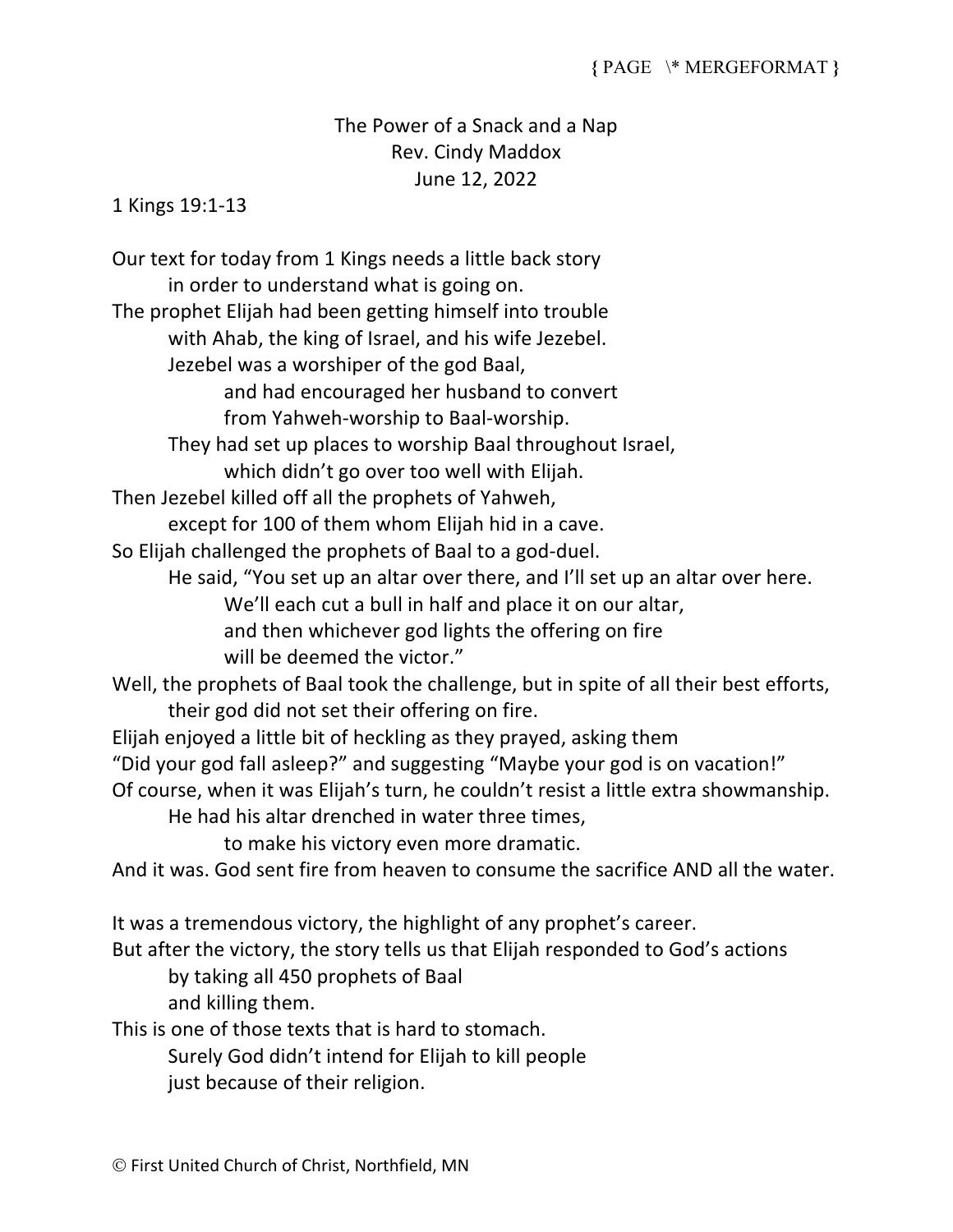The Power of a Snack and a Nap

Rev. Cindy Maddox

June 12, 2022

1 Kings 19:1-13

Our text for today from 1 Kings needs a little back story
in order to understand what is going on.
The prophet Elijah had been getting himself into trouble
with Ahab, the king of Israel, and his wife Jezebel.
Jezebel was a worshiper of the god Baal,
and had encouraged her husband to convert
from Yahweh-worship to Baal-worship.
They had set up places to worship Baal throughout Israel,
which didn't go over too well with Elijah.
Then Jezebel killed off all the prophets of Yahweh,
except for 100 of them whom Elijah hid in a cave.
So Elijah challenged the prophets of Baal to a god-duel.
He said, "You set up an altar over there, and I'll set up an altar over here.
We'll each cut a bull in half and place it on our altar,
and then whichever god lights the offering on fire
will be deemed the victor."
Well, the prophets of Baal took the challenge, but in spite of all their best efforts,
their god did not set their offering on fire.
Elijah enjoyed a little bit of heckling as they prayed, asking them
"Did your god fall asleep?" and suggesting "Maybe your god is on vacation!"
Of course, when it was Elijah's turn, he couldn't resist a little extra showmanship.
He had his altar drenched in water three times,
to make his victory even more dramatic.
And it was. God sent fire from heaven to consume the sacrifice AND all the water.

It was a tremendous victory, the highlight of any prophet's career.
But after the victory, the story tells us that Elijah responded to God's actions
by taking all 450 prophets of Baal
and killing them.
This is one of those texts that is hard to stomach.
Surely God didn't intend for Elijah to kill people
just because of their religion.

© First United Church of Christ, Northfield, MN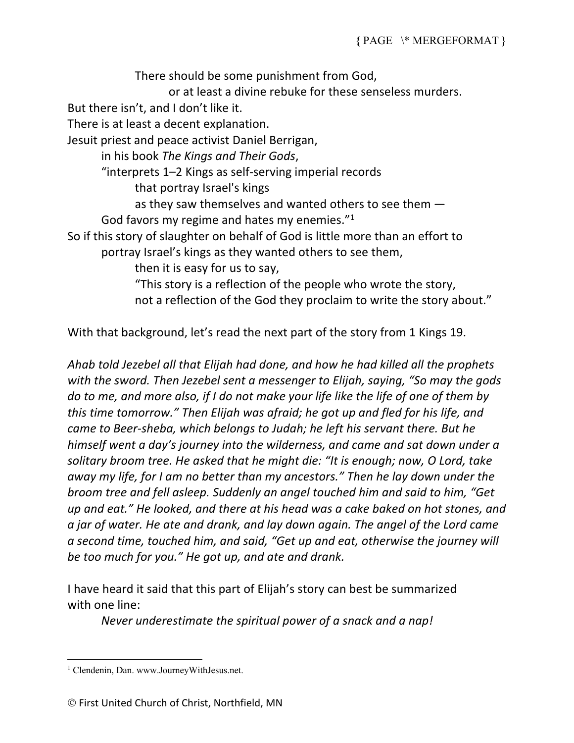There should be some punishment from God,
or at least a divine rebuke for these senseless murders.
But there isn't, and I don't like it.
There is at least a decent explanation.
Jesuit priest and peace activist Daniel Berrigan,
in his book *The Kings and Their Gods*,
"interprets 1–2 Kings as self-serving imperial records
that portray Israel's kings
as they saw themselves and wanted others to see them —
God favors my regime and hates my enemies."[1]
So if this story of slaughter on behalf of God is little more than an effort to
portray Israel's kings as they wanted others to see them,
then it is easy for us to say,
"This story is a reflection of the people who wrote the story,
not a reflection of the God they proclaim to write the story about."

With that background, let's read the next part of the story from 1 Kings 19.

*Ahab told Jezebel all that Elijah had done, and how he had killed all the prophets with the sword. Then Jezebel sent a messenger to Elijah, saying, "So may the gods do to me, and more also, if I do not make your life like the life of one of them by this time tomorrow." Then Elijah was afraid; he got up and fled for his life, and came to Beer-sheba, which belongs to Judah; he left his servant there. But he himself went a day's journey into the wilderness, and came and sat down under a solitary broom tree. He asked that he might die: "It is enough; now, O Lord, take away my life, for I am no better than my ancestors." Then he lay down under the broom tree and fell asleep. Suddenly an angel touched him and said to him, "Get up and eat." He looked, and there at his head was a cake baked on hot stones, and a jar of water. He ate and drank, and lay down again. The angel of the Lord came a second time, touched him, and said, "Get up and eat, otherwise the journey will be too much for you." He got up, and ate and drank.*

I have heard it said that this part of Elijah's story can best be summarized with one line:
*Never underestimate the spiritual power of a snack and a nap!*

---

[1] Clendenin, Dan. www.JourneyWithJesus.net.

© First United Church of Christ, Northfield, MN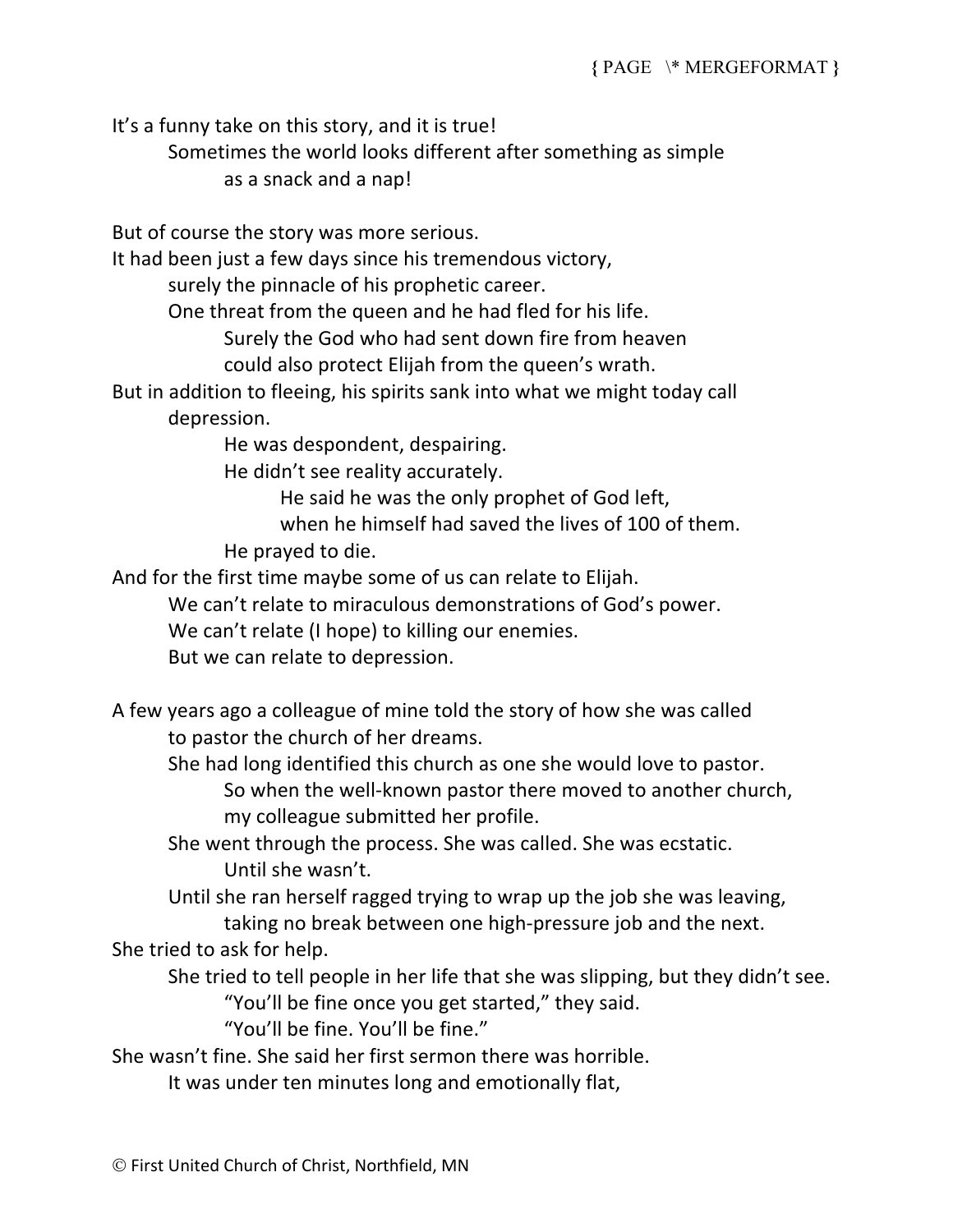It's a funny take on this story, and it is true!
Sometimes the world looks different after something as simple as a snack and a nap!

But of course the story was more serious.
It had been just a few days since his tremendous victory, surely the pinnacle of his prophetic career.
One threat from the queen and he had fled for his life.
Surely the God who had sent down fire from heaven could also protect Elijah from the queen's wrath.
But in addition to fleeing, his spirits sank into what we might today call depression.
He was despondent, despairing.
He didn't see reality accurately.
He said he was the only prophet of God left, when he himself had saved the lives of 100 of them.
He prayed to die.
And for the first time maybe some of us can relate to Elijah.
We can't relate to miraculous demonstrations of God's power.
We can't relate (I hope) to killing our enemies.
But we can relate to depression.

A few years ago a colleague of mine told the story of how she was called to pastor the church of her dreams.
She had long identified this church as one she would love to pastor.
So when the well-known pastor there moved to another church, my colleague submitted her profile.
She went through the process. She was called. She was ecstatic.
Until she wasn't.
Until she ran herself ragged trying to wrap up the job she was leaving, taking no break between one high-pressure job and the next.
She tried to ask for help.
She tried to tell people in her life that she was slipping, but they didn't see.
"You'll be fine once you get started," they said.
"You'll be fine. You'll be fine."
She wasn't fine. She said her first sermon there was horrible.
It was under ten minutes long and emotionally flat,

© First United Church of Christ, Northfield, MN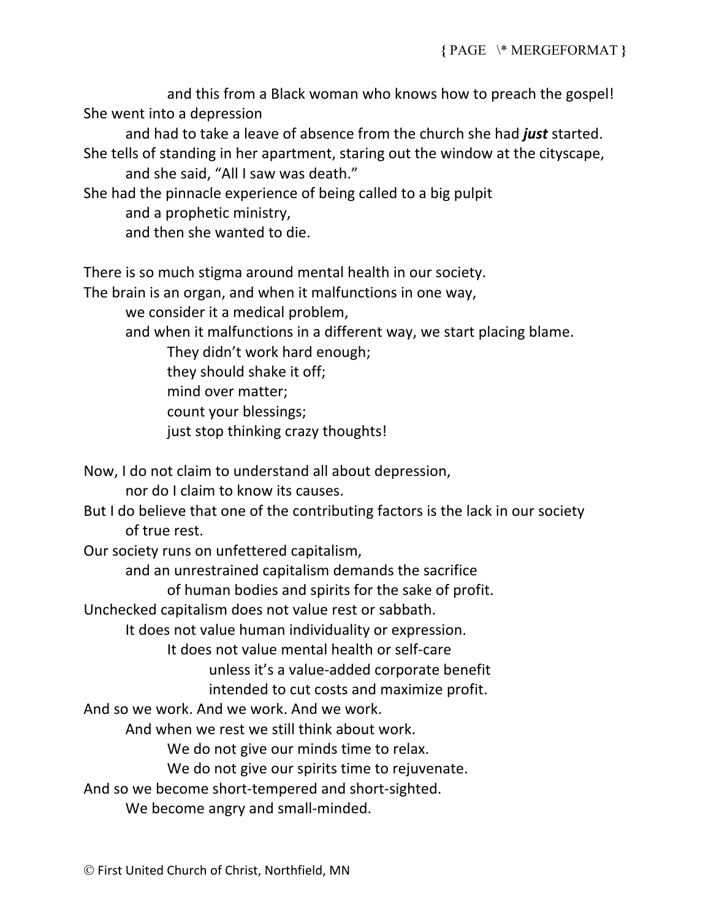and this from a Black woman who knows how to preach the gospel!
She went into a depression
and had to take a leave of absence from the church she had ***just*** started.
She tells of standing in her apartment, staring out the window at the cityscape,
and she said, "All I saw was death."
She had the pinnacle experience of being called to a big pulpit
and a prophetic ministry,
and then she wanted to die.

There is so much stigma around mental health in our society.
The brain is an organ, and when it malfunctions in one way,
we consider it a medical problem,
and when it malfunctions in a different way, we start placing blame.
They didn't work hard enough;
they should shake it off;
mind over matter;
count your blessings;
just stop thinking crazy thoughts!

Now, I do not claim to understand all about depression,
nor do I claim to know its causes.
But I do believe that one of the contributing factors is the lack in our society
of true rest.
Our society runs on unfettered capitalism,
and an unrestrained capitalism demands the sacrifice
of human bodies and spirits for the sake of profit.
Unchecked capitalism does not value rest or sabbath.
It does not value human individuality or expression.
It does not value mental health or self-care
unless it's a value-added corporate benefit
intended to cut costs and maximize profit.
And so we work. And we work. And we work.
And when we rest we still think about work.
We do not give our minds time to relax.
We do not give our spirits time to rejuvenate.
And so we become short-tempered and short-sighted.
We become angry and small-minded.

© First United Church of Christ, Northfield, MN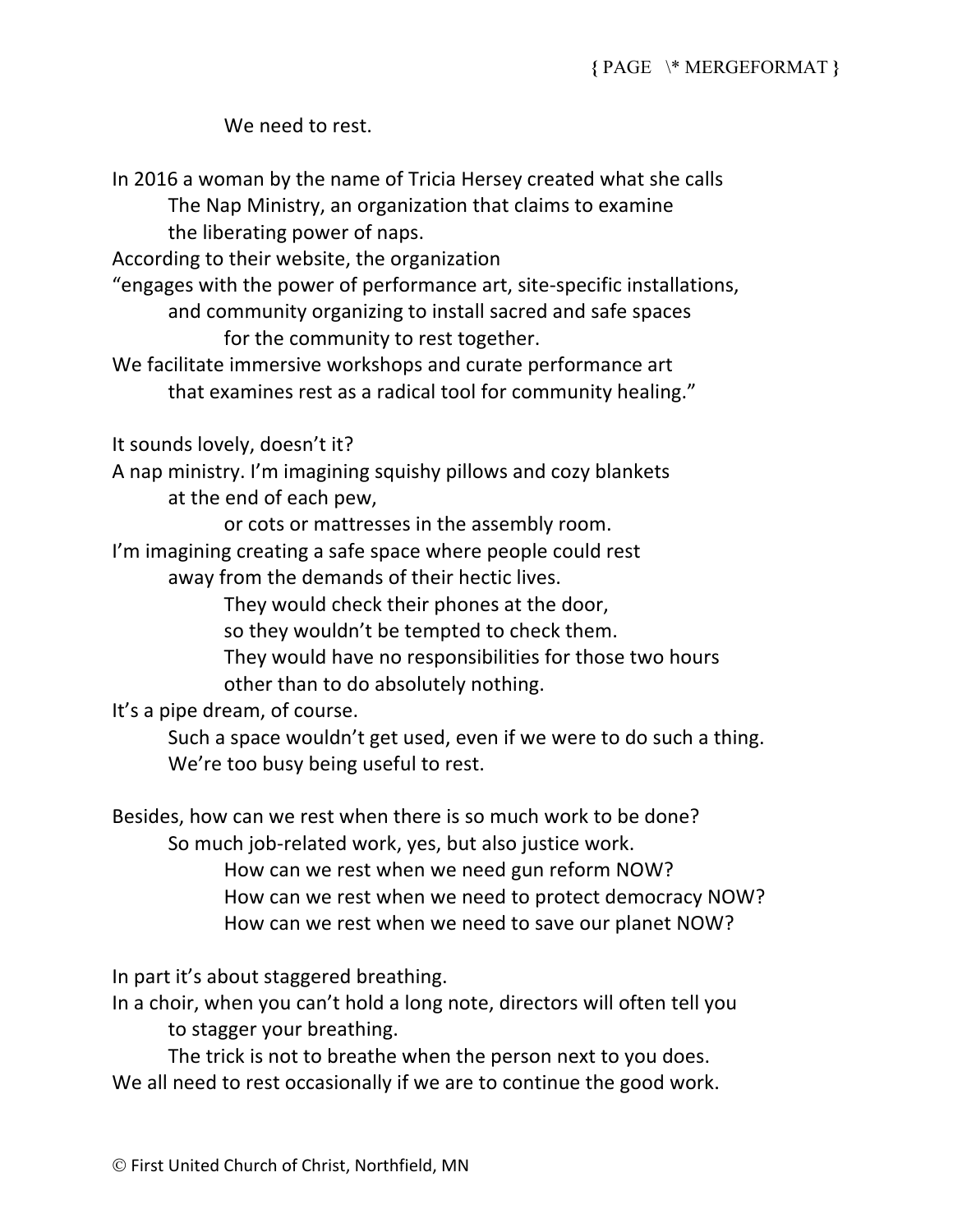We need to rest.

In 2016 a woman by the name of Tricia Hersey created what she calls
The Nap Ministry, an organization that claims to examine
the liberating power of naps.
According to their website, the organization
"engages with the power of performance art, site-specific installations,
and community organizing to install sacred and safe spaces
for the community to rest together.
We facilitate immersive workshops and curate performance art
that examines rest as a radical tool for community healing."

It sounds lovely, doesn't it?
A nap ministry. I'm imagining squishy pillows and cozy blankets
at the end of each pew,
or cots or mattresses in the assembly room.
I'm imagining creating a safe space where people could rest
away from the demands of their hectic lives.
They would check their phones at the door,
so they wouldn't be tempted to check them.
They would have no responsibilities for those two hours
other than to do absolutely nothing.
It's a pipe dream, of course.
Such a space wouldn't get used, even if we were to do such a thing.
We're too busy being useful to rest.

Besides, how can we rest when there is so much work to be done?
So much job-related work, yes, but also justice work.
How can we rest when we need gun reform NOW?
How can we rest when we need to protect democracy NOW?
How can we rest when we need to save our planet NOW?

In part it's about staggered breathing.
In a choir, when you can't hold a long note, directors will often tell you
to stagger your breathing.
The trick is not to breathe when the person next to you does.
We all need to rest occasionally if we are to continue the good work.

© First United Church of Christ, Northfield, MN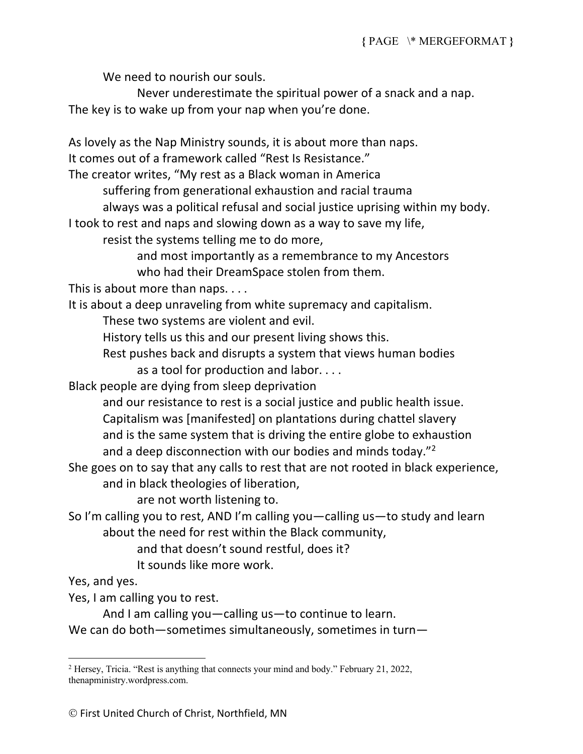We need to nourish our souls.

Never underestimate the spiritual power of a snack and a nap.

The key is to wake up from your nap when you're done.

As lovely as the Nap Ministry sounds, it is about more than naps.

It comes out of a framework called "Rest Is Resistance."

The creator writes, "My rest as a Black woman in America

suffering from generational exhaustion and racial trauma

always was a political refusal and social justice uprising within my body.

I took to rest and naps and slowing down as a way to save my life,

resist the systems telling me to do more,

and most importantly as a remembrance to my Ancestors

who had their DreamSpace stolen from them.

This is about more than naps. . . .

It is about a deep unraveling from white supremacy and capitalism.

These two systems are violent and evil.

History tells us this and our present living shows this.

Rest pushes back and disrupts a system that views human bodies

as a tool for production and labor. . . .

Black people are dying from sleep deprivation

and our resistance to rest is a social justice and public health issue.

Capitalism was [manifested] on plantations during chattel slavery

and is the same system that is driving the entire globe to exhaustion

and a deep disconnection with our bodies and minds today."[2]

She goes on to say that any calls to rest that are not rooted in black experience,

and in black theologies of liberation,

are not worth listening to.

So I'm calling you to rest, AND I'm calling you—calling us—to study and learn

about the need for rest within the Black community,

and that doesn't sound restful, does it?

It sounds like more work.

Yes, and yes.

Yes, I am calling you to rest.

And I am calling you—calling us—to continue to learn.

We can do both—sometimes simultaneously, sometimes in turn—

---

[2] Hersey, Tricia. "Rest is anything that connects your mind and body." February 21, 2022, thenapministry.wordpress.com.

© First United Church of Christ, Northfield, MN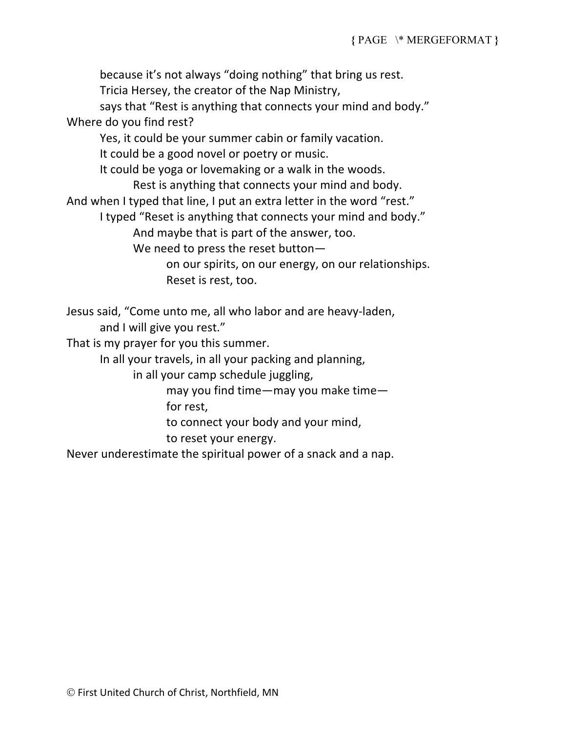because it's not always "doing nothing" that bring us rest.
Tricia Hersey, the creator of the Nap Ministry,
says that "Rest is anything that connects your mind and body."
Where do you find rest?
Yes, it could be your summer cabin or family vacation.
It could be a good novel or poetry or music.
It could be yoga or lovemaking or a walk in the woods.
Rest is anything that connects your mind and body.
And when I typed that line, I put an extra letter in the word "rest."
I typed "Reset is anything that connects your mind and body."
And maybe that is part of the answer, too.
We need to press the reset button—
on our spirits, on our energy, on our relationships.
Reset is rest, too.

Jesus said, "Come unto me, all who labor and are heavy-laden,
and I will give you rest."
That is my prayer for you this summer.
In all your travels, in all your packing and planning,
in all your camp schedule juggling,
may you find time—may you make time—
for rest,
to connect your body and your mind,
to reset your energy.
Never underestimate the spiritual power of a snack and a nap.

© First United Church of Christ, Northfield, MN